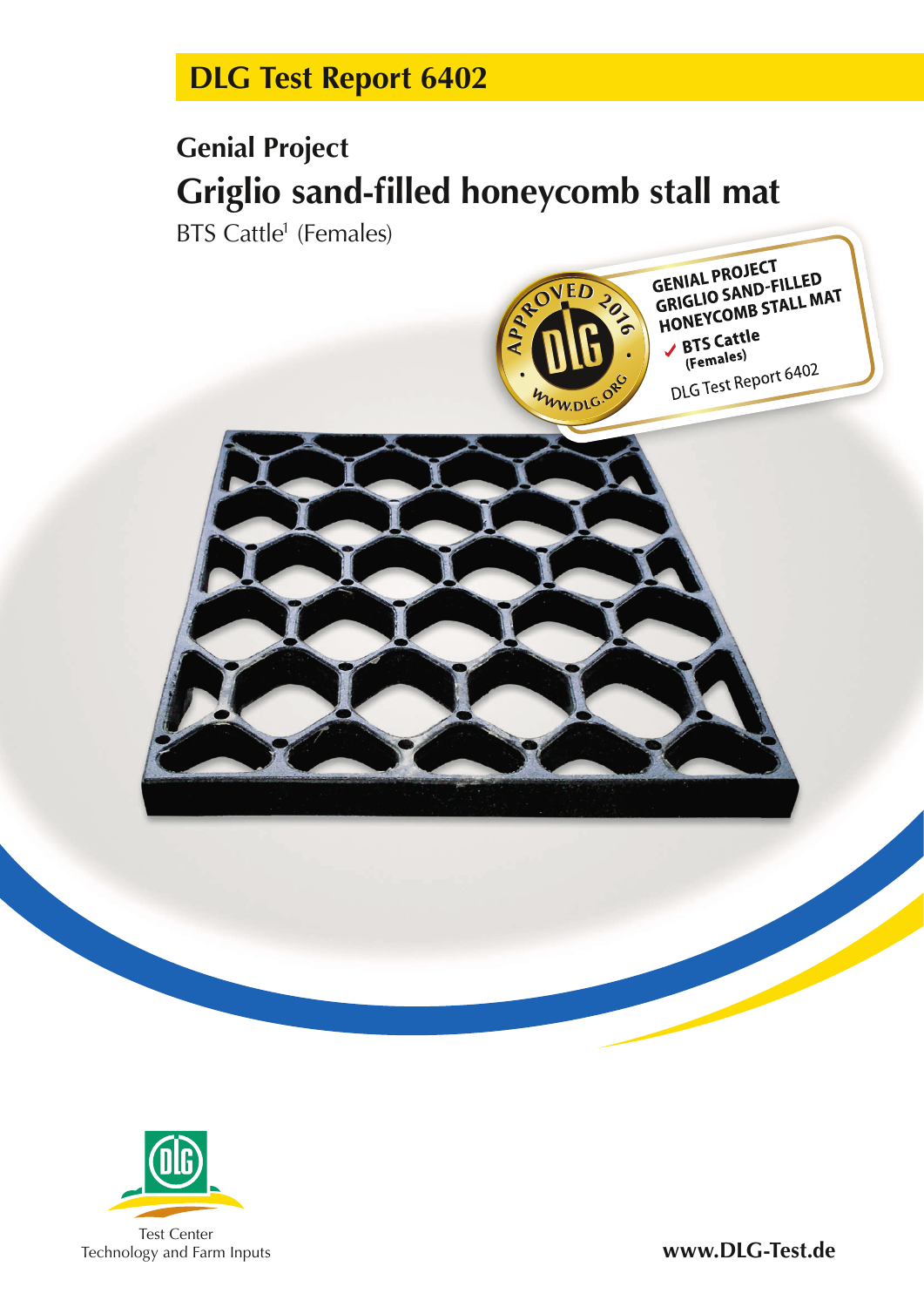# DLG Test Report 6402

## Genial Project

# Griglio sand-filled honeycomb stall mat

BTS Cattle[1] (Females)

Test Center
Technology and Farm Inputs

www.DLG-Test.de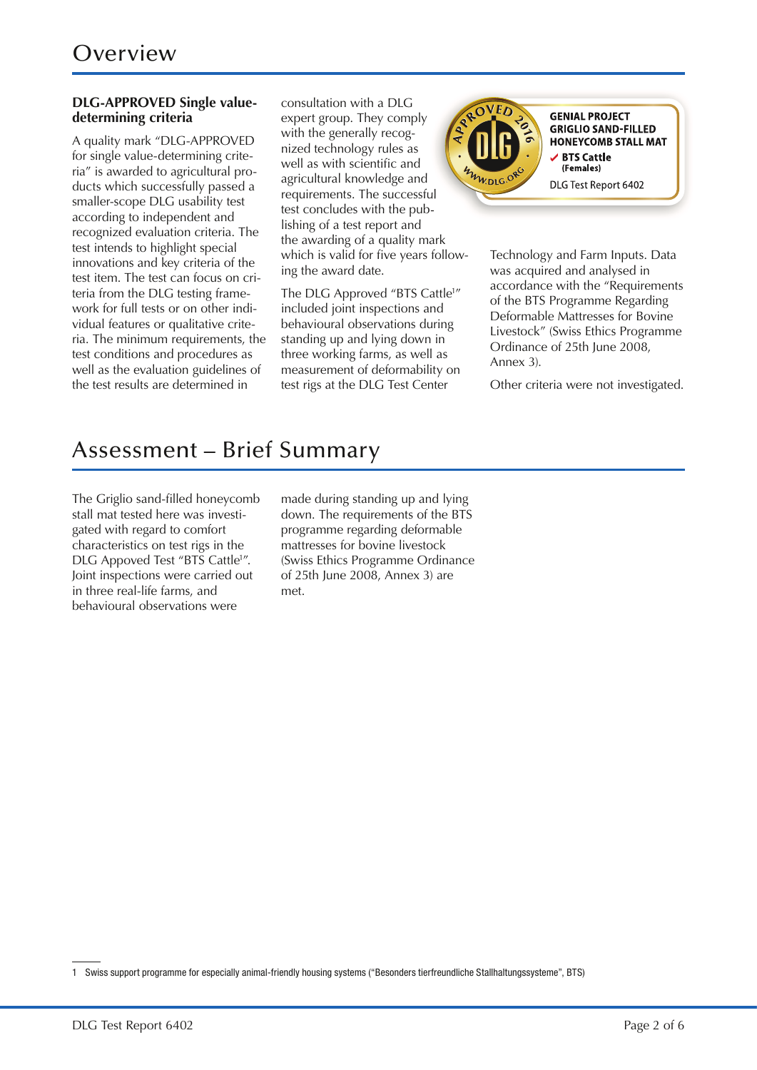# Overview

**DLG-APPROVED Single value-determining criteria**

A quality mark "DLG-APPROVED for single value-determining criteria" is awarded to agricultural products which successfully passed a smaller-scope DLG usability test according to independent and recognized evaluation criteria. The test intends to highlight special innovations and key criteria of the test item. The test can focus on criteria from the DLG testing framework for full tests or on other individual features or qualitative criteria. The minimum requirements, the test conditions and procedures as well as the evaluation guidelines of the test results are determined in consultation with a DLG expert group. They comply with the generally recognized technology rules as well as with scientific and agricultural knowledge and requirements. The successful test concludes with the publishing of a test report and the awarding of a quality mark which is valid for five years following the award date.

The DLG Approved "BTS Cattle[1]" included joint inspections and behavioural observations during standing up and lying down in three working farms, as well as measurement of deformability on test rigs at the DLG Test Center Technology and Farm Inputs. Data was acquired and analysed in accordance with the "Requirements of the BTS Programme Regarding Deformable Mattresses for Bovine Livestock" (Swiss Ethics Programme Ordinance of 25th June 2008, Annex 3).

Other criteria were not investigated.

APPROVED 2016 DLG WWW.DLG.ORG

**GENIAL PROJECT GRIGLIO SAND-FILLED HONEYCOMB STALL MAT**
✔ **BTS Cattle (Females)**
DLG Test Report 6402

# Assessment – Brief Summary

The Griglio sand-filled honeycomb stall mat tested here was investigated with regard to comfort characteristics on test rigs in the DLG Appoved Test "BTS Cattle[1]". Joint inspections were carried out in three real-life farms, and behavioural observations were made during standing up and lying down. The requirements of the BTS programme regarding deformable mattresses for bovine livestock (Swiss Ethics Programme Ordinance of 25th June 2008, Annex 3) are met.

---

1 Swiss support programme for especially animal-friendly housing systems ("Besonders tierfreundliche Stallhaltungssysteme", BTS)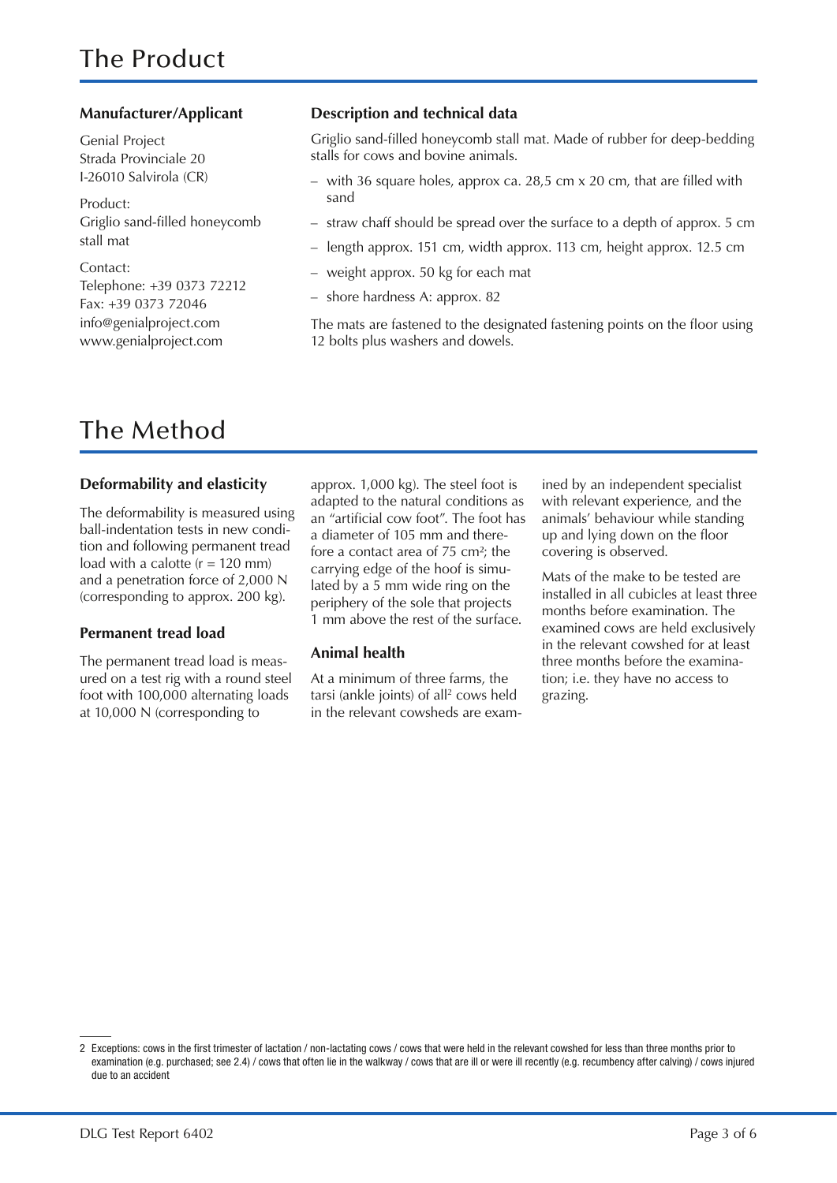# The Product

### Manufacturer/Applicant

Genial Project
Strada Provinciale 20
I-26010 Salvirola (CR)

Product:
Griglio sand-filled honeycomb stall mat

Contact:
Telephone: +39 0373 72212
Fax: +39 0373 72046
info@genialproject.com
www.genialproject.com

### Description and technical data

Griglio sand-filled honeycomb stall mat. Made of rubber for deep-bedding stalls for cows and bovine animals.

- with 36 square holes, approx ca. 28,5 cm x 20 cm, that are filled with sand
- straw chaff should be spread over the surface to a depth of approx. 5 cm
- length approx. 151 cm, width approx. 113 cm, height approx. 12.5 cm
- weight approx. 50 kg for each mat
- shore hardness A: approx. 82

The mats are fastened to the designated fastening points on the floor using 12 bolts plus washers and dowels.

# The Method

### Deformability and elasticity

The deformability is measured using ball-indentation tests in new condition and following permanent tread load with a calotte (r = 120 mm) and a penetration force of 2,000 N (corresponding to approx. 200 kg).

### Permanent tread load

The permanent tread load is measured on a test rig with a round steel foot with 100,000 alternating loads at 10,000 N (corresponding to approx. 1,000 kg). The steel foot is adapted to the natural conditions as an "artificial cow foot". The foot has a diameter of 105 mm and therefore a contact area of 75 cm²; the carrying edge of the hoof is simulated by a 5 mm wide ring on the periphery of the sole that projects 1 mm above the rest of the surface.

### Animal health

At a minimum of three farms, the tarsi (ankle joints) of all[2] cows held in the relevant cowsheds are examined by an independent specialist with relevant experience, and the animals' behaviour while standing up and lying down on the floor covering is observed.

Mats of the make to be tested are installed in all cubicles at least three months before examination. The examined cows are held exclusively in the relevant cowshed for at least three months before the examination; i.e. they have no access to grazing.

---

2 Exceptions: cows in the first trimester of lactation / non-lactating cows / cows that were held in the relevant cowshed for less than three months prior to examination (e.g. purchased; see 2.4) / cows that often lie in the walkway / cows that are ill or were ill recently (e.g. recumbency after calving) / cows injured due to an accident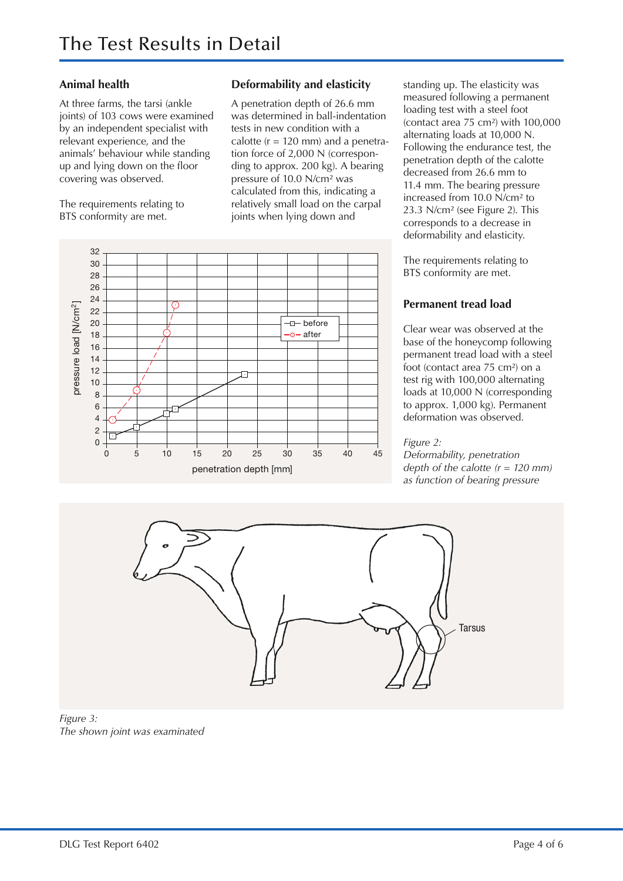# The Test Results in Detail

### Animal health

At three farms, the tarsi (ankle joints) of 103 cows were examined by an independent specialist with relevant experience, and the animals' behaviour while standing up and lying down on the floor covering was observed.

The requirements relating to BTS conformity are met.

### Deformability and elasticity

A penetration depth of 26.6 mm was determined in ball-indentation tests in new condition with a calotte (r = 120 mm) and a penetration force of 2,000 N (corresponding to approx. 200 kg). A bearing pressure of 10.0 N/cm² was calculated from this, indicating a relatively small load on the carpal joints when lying down and standing up. The elasticity was measured following a permanent loading test with a steel foot (contact area 75 cm²) with 100,000 alternating loads at 10,000 N. Following the endurance test, the penetration depth of the calotte decreased from 26.6 mm to 11.4 mm. The bearing pressure increased from 10.0 N/cm² to 23.3 N/cm² (see Figure 2). This corresponds to a decrease in deformability and elasticity.

The requirements relating to BTS conformity are met.

### Permanent tread load

Clear wear was observed at the base of the honeycomp following permanent tread load with a steel foot (contact area 75 cm²) on a test rig with 100,000 alternating loads at 10,000 N (corresponding to approx. 1,000 kg). Permanent deformation was observed.

*Figure 2:*
*Deformability, penetration depth of the calotte (r = 120 mm) as function of bearing pressure*

*Figure 3:*
*The shown joint was examined*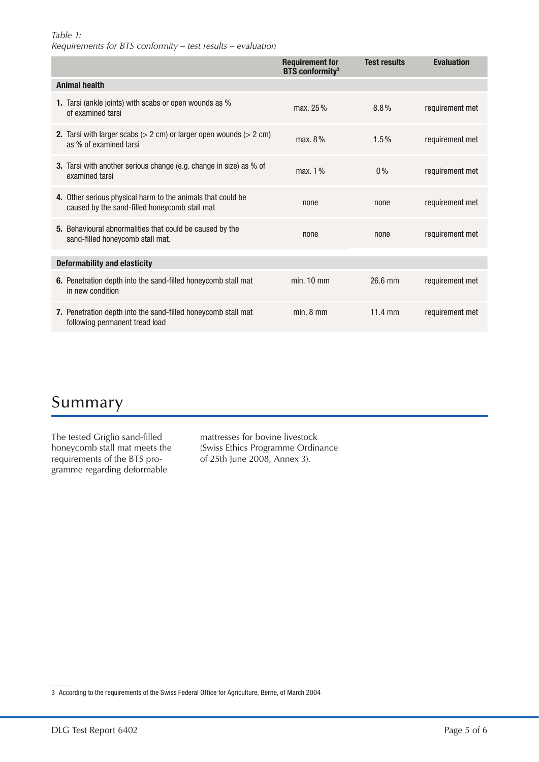*Table 1:*
*Requirements for BTS conformity – test results – evaluation*

| | Requirement for BTS conformity[3] | Test results | Evaluation |
|---|---|---|---|
| **Animal health** | | | |
| **1.** Tarsi (ankle joints) with scabs or open wounds as % of examined tarsi | max. 25 % | 8.8 % | requirement met |
| **2.** Tarsi with larger scabs (> 2 cm) or larger open wounds (> 2 cm) as % of examined tarsi | max. 8 % | 1.5 % | requirement met |
| **3.** Tarsi with another serious change (e.g. change in size) as % of examined tarsi | max. 1 % | 0 % | requirement met |
| **4.** Other serious physical harm to the animals that could be caused by the sand-filled honeycomb stall mat | none | none | requirement met |
| **5.** Behavioural abnormalities that could be caused by the sand-filled honeycomb stall mat. | none | none | requirement met |
| **Deformability and elasticity** | | | |
| **6.** Penetration depth into the sand-filled honeycomb stall mat in new condition | min. 10 mm | 26.6 mm | requirement met |
| **7.** Penetration depth into the sand-filled honeycomb stall mat following permanent tread load | min. 8 mm | 11.4 mm | requirement met |

## Summary

The tested Griglio sand-filled honeycomb stall mat meets the requirements of the BTS programme regarding deformable mattresses for bovine livestock (Swiss Ethics Programme Ordinance of 25th June 2008, Annex 3).

3 According to the requirements of the Swiss Federal Office for Agriculture, Berne, of March 2004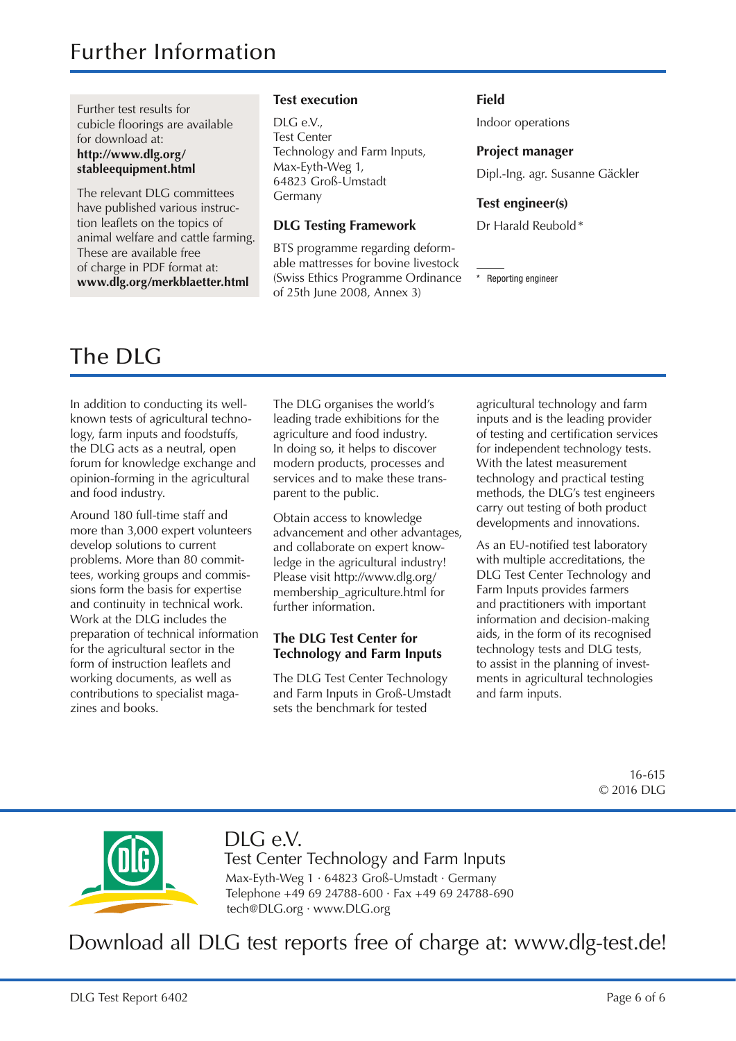# Further Information

Further test results for cubicle floorings are available for download at: **http://www.dlg.org/stableequipment.html**

The relevant DLG committees have published various instruction leaflets on the topics of animal welfare and cattle farming. These are available free of charge in PDF format at: **www.dlg.org/merkblaetter.html**

**Test execution**

DLG e.V.,
Test Center
Technology and Farm Inputs,
Max-Eyth-Weg 1,
64823 Groß-Umstadt
Germany

**DLG Testing Framework**

BTS programme regarding deformable mattresses for bovine livestock (Swiss Ethics Programme Ordinance of 25th June 2008, Annex 3)

**Field**

Indoor operations

**Project manager**

Dipl.-Ing. agr. Susanne Gäckler

**Test engineer(s)**

Dr Harald Reubold *

\* Reporting engineer

# The DLG

In addition to conducting its well-known tests of agricultural technology, farm inputs and foodstuffs, the DLG acts as a neutral, open forum for knowledge exchange and opinion-forming in the agricultural and food industry.

Around 180 full-time staff and more than 3,000 expert volunteers develop solutions to current problems. More than 80 committees, working groups and commissions form the basis for expertise and continuity in technical work. Work at the DLG includes the preparation of technical information for the agricultural sector in the form of instruction leaflets and working documents, as well as contributions to specialist magazines and books.

The DLG organises the world's leading trade exhibitions for the agriculture and food industry. In doing so, it helps to discover modern products, processes and services and to make these transparent to the public.

Obtain access to knowledge advancement and other advantages, and collaborate on expert knowledge in the agricultural industry! Please visit http://www.dlg.org/membership_agriculture.html for further information.

**The DLG Test Center for Technology and Farm Inputs**

The DLG Test Center Technology and Farm Inputs in Groß-Umstadt sets the benchmark for tested agricultural technology and farm inputs and is the leading provider of testing and certification services for independent technology tests. With the latest measurement technology and practical testing methods, the DLG's test engineers carry out testing of both product developments and innovations.

As an EU-notified test laboratory with multiple accreditations, the DLG Test Center Technology and Farm Inputs provides farmers and practitioners with important information and decision-making aids, in the form of its recognised technology tests and DLG tests, to assist in the planning of investments in agricultural technologies and farm inputs.

16-615
© 2016 DLG

DLG e.V.
Test Center Technology and Farm Inputs
Max-Eyth-Weg 1 · 64823 Groß-Umstadt · Germany
Telephone +49 69 24788-600 · Fax +49 69 24788-690
tech@DLG.org · www.DLG.org

Download all DLG test reports free of charge at: www.dlg-test.de!